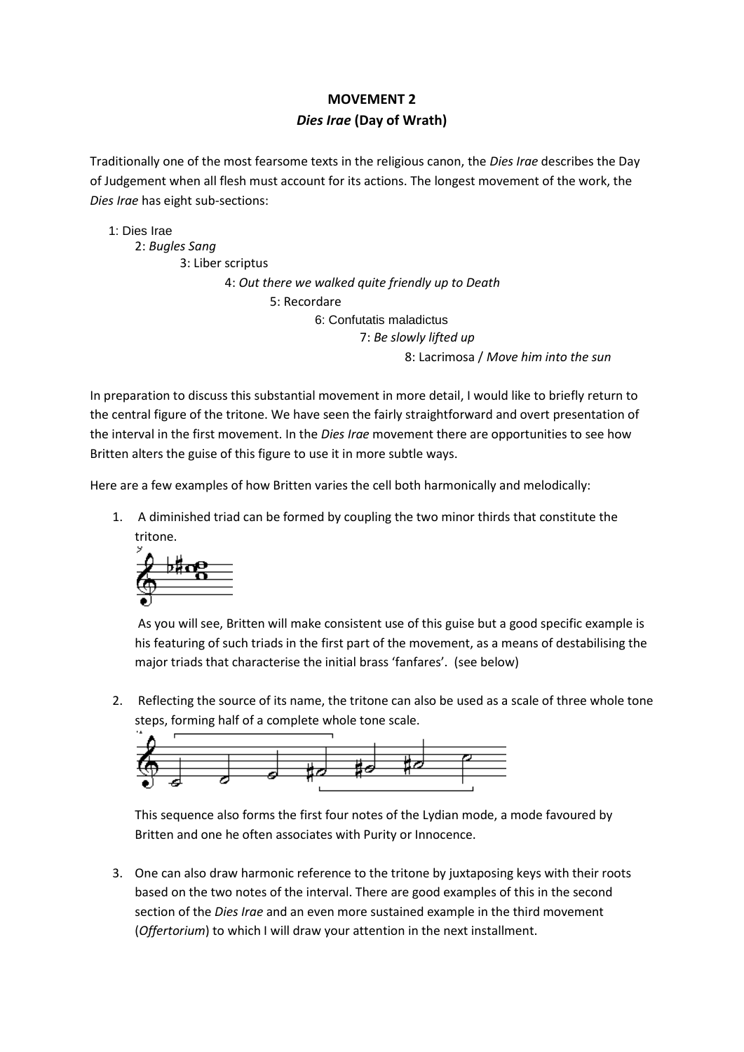**MOVEMENT 2**

***Dies Irae* (Day of Wrath)**

Traditionally one of the most fearsome texts in the religious canon, the *Dies Irae* describes the Day of Judgement when all flesh must account for its actions. The longest movement of the work, the *Dies Irae* has eight sub-sections:

1: Dies Irae
2: *Bugles Sang*
3: Liber scriptus
4: *Out there we walked quite friendly up to Death*
5: Recordare
6: Confutatis maladictus
7: *Be slowly lifted up*
8: Lacrimosa / *Move him into the sun*

In preparation to discuss this substantial movement in more detail, I would like to briefly return to the central figure of the tritone. We have seen the fairly straightforward and overt presentation of the interval in the first movement. In the *Dies Irae* movement there are opportunities to see how Britten alters the guise of this figure to use it in more subtle ways.

Here are a few examples of how Britten varies the cell both harmonically and melodically:

1. A diminished triad can be formed by coupling the two minor thirds that constitute the tritone.

   As you will see, Britten will make consistent use of this guise but a good specific example is his featuring of such triads in the first part of the movement, as a means of destabilising the major triads that characterise the initial brass 'fanfares'. (see below)

2. Reflecting the source of its name, the tritone can also be used as a scale of three whole tone steps, forming half of a complete whole tone scale.

   This sequence also forms the first four notes of the Lydian mode, a mode favoured by Britten and one he often associates with Purity or Innocence.

3. One can also draw harmonic reference to the tritone by juxtaposing keys with their roots based on the two notes of the interval. There are good examples of this in the second section of the *Dies Irae* and an even more sustained example in the third movement (*Offertorium*) to which I will draw your attention in the next installment.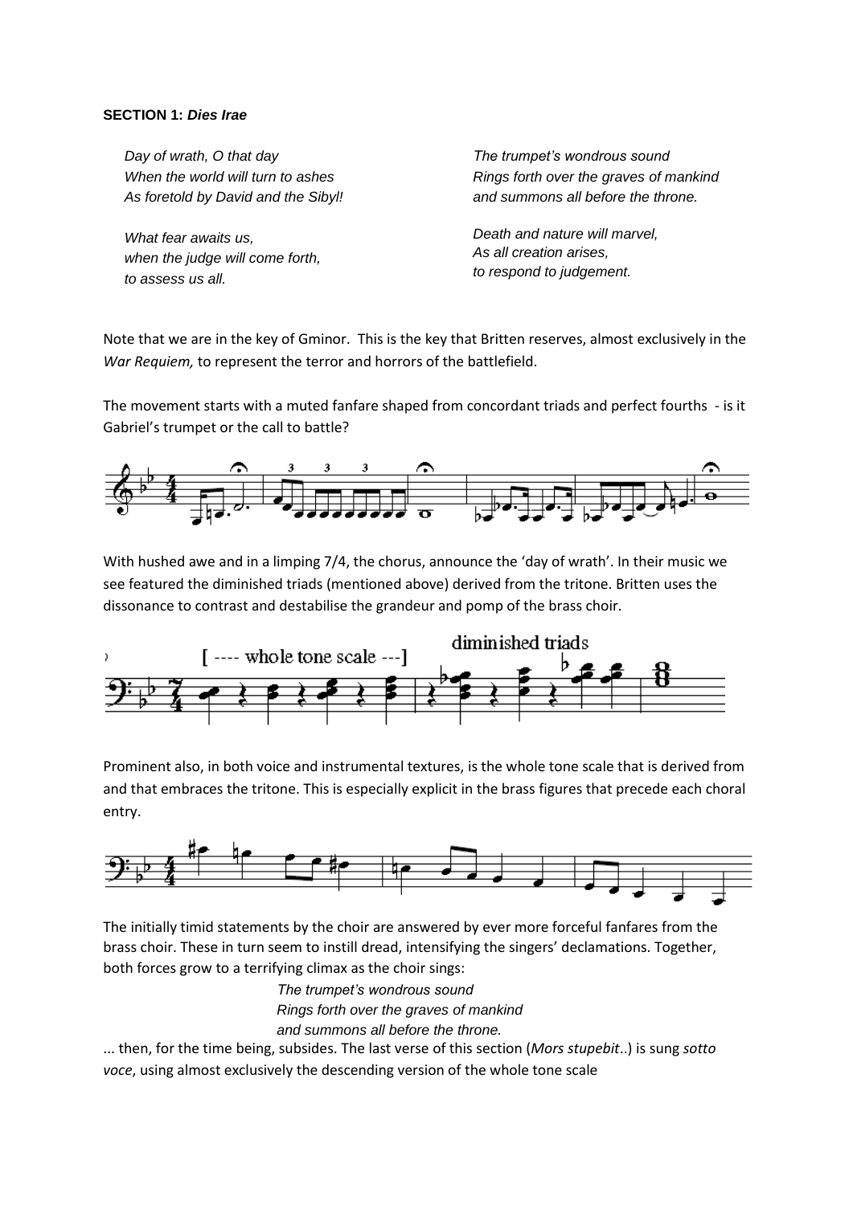**SECTION 1:** ***Dies Irae***

*Day of wrath, O that day*
*When the world will turn to ashes*
*As foretold by David and the Sibyl!*

*What fear awaits us,*
*when the judge will come forth,*
*to assess us all.*

*The trumpet's wondrous sound*
*Rings forth over the graves of mankind*
*and summons all before the throne.*

*Death and nature will marvel,*
*As all creation arises,*
*to respond to judgement.*

Note that we are in the key of Gminor. This is the key that Britten reserves, almost exclusively in the *War Requiem,* to represent the terror and horrors of the battlefield.

The movement starts with a muted fanfare shaped from concordant triads and perfect fourths - is it Gabriel's trumpet or the call to battle?

With hushed awe and in a limping 7/4, the chorus, announce the 'day of wrath'. In their music we see featured the diminished triads (mentioned above) derived from the tritone. Britten uses the dissonance to contrast and destabilise the grandeur and pomp of the brass choir.

Prominent also, in both voice and instrumental textures, is the whole tone scale that is derived from and that embraces the tritone. This is especially explicit in the brass figures that precede each choral entry.

The initially timid statements by the choir are answered by ever more forceful fanfares from the brass choir. These in turn seem to instill dread, intensifying the singers' declamations. Together, both forces grow to a terrifying climax as the choir sings:

*The trumpet's wondrous sound*
*Rings forth over the graves of mankind*
*and summons all before the throne.*

... then, for the time being, subsides. The last verse of this section (*Mors stupebit*..) is sung *sotto voce*, using almost exclusively the descending version of the whole tone scale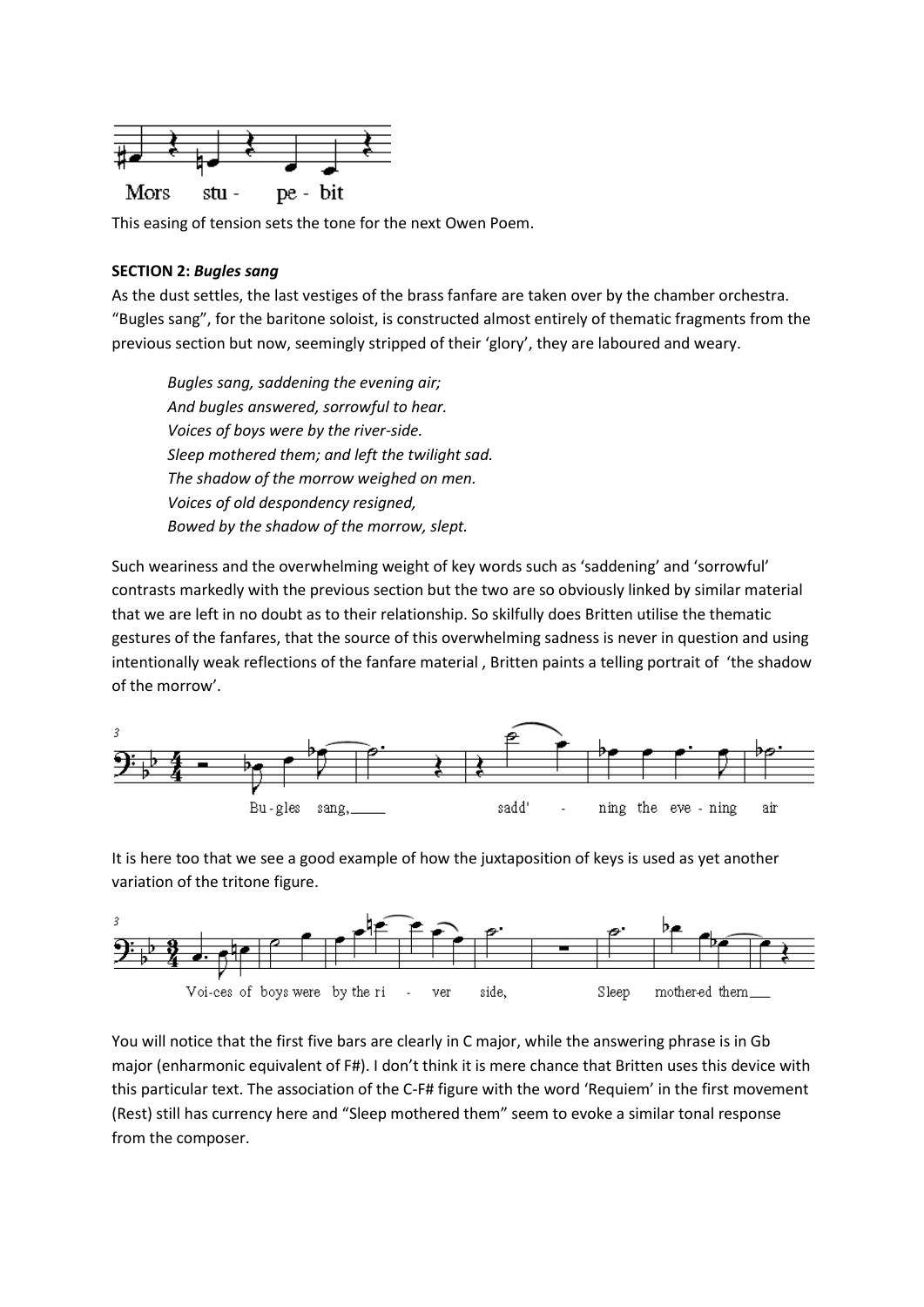Mors stu - pe - bit

This easing of tension sets the tone for the next Owen Poem.

**SECTION 2: *Bugles sang***

As the dust settles, the last vestiges of the brass fanfare are taken over by the chamber orchestra. "Bugles sang", for the baritone soloist, is constructed almost entirely of thematic fragments from the previous section but now, seemingly stripped of their 'glory', they are laboured and weary.

> *Bugles sang, saddening the evening air;*
> *And bugles answered, sorrowful to hear.*
> *Voices of boys were by the river-side.*
> *Sleep mothered them; and left the twilight sad.*
> *The shadow of the morrow weighed on men.*
> *Voices of old despondency resigned,*
> *Bowed by the shadow of the morrow, slept.*

Such weariness and the overwhelming weight of key words such as 'saddening' and 'sorrowful' contrasts markedly with the previous section but the two are so obviously linked by similar material that we are left in no doubt as to their relationship. So skilfully does Britten utilise the thematic gestures of the fanfares, that the source of this overwhelming sadness is never in question and using intentionally weak reflections of the fanfare material , Britten paints a telling portrait of 'the shadow of the morrow'.

Bu-gles sang, sadd' - ning the eve - ning air

It is here too that we see a good example of how the juxtaposition of keys is used as yet another variation of the tritone figure.

Voi-ces of boys were by the ri - ver side, Sleep mothered them

You will notice that the first five bars are clearly in C major, while the answering phrase is in Gb major (enharmonic equivalent of F#). I don't think it is mere chance that Britten uses this device with this particular text. The association of the C-F# figure with the word 'Requiem' in the first movement (Rest) still has currency here and "Sleep mothered them" seem to evoke a similar tonal response from the composer.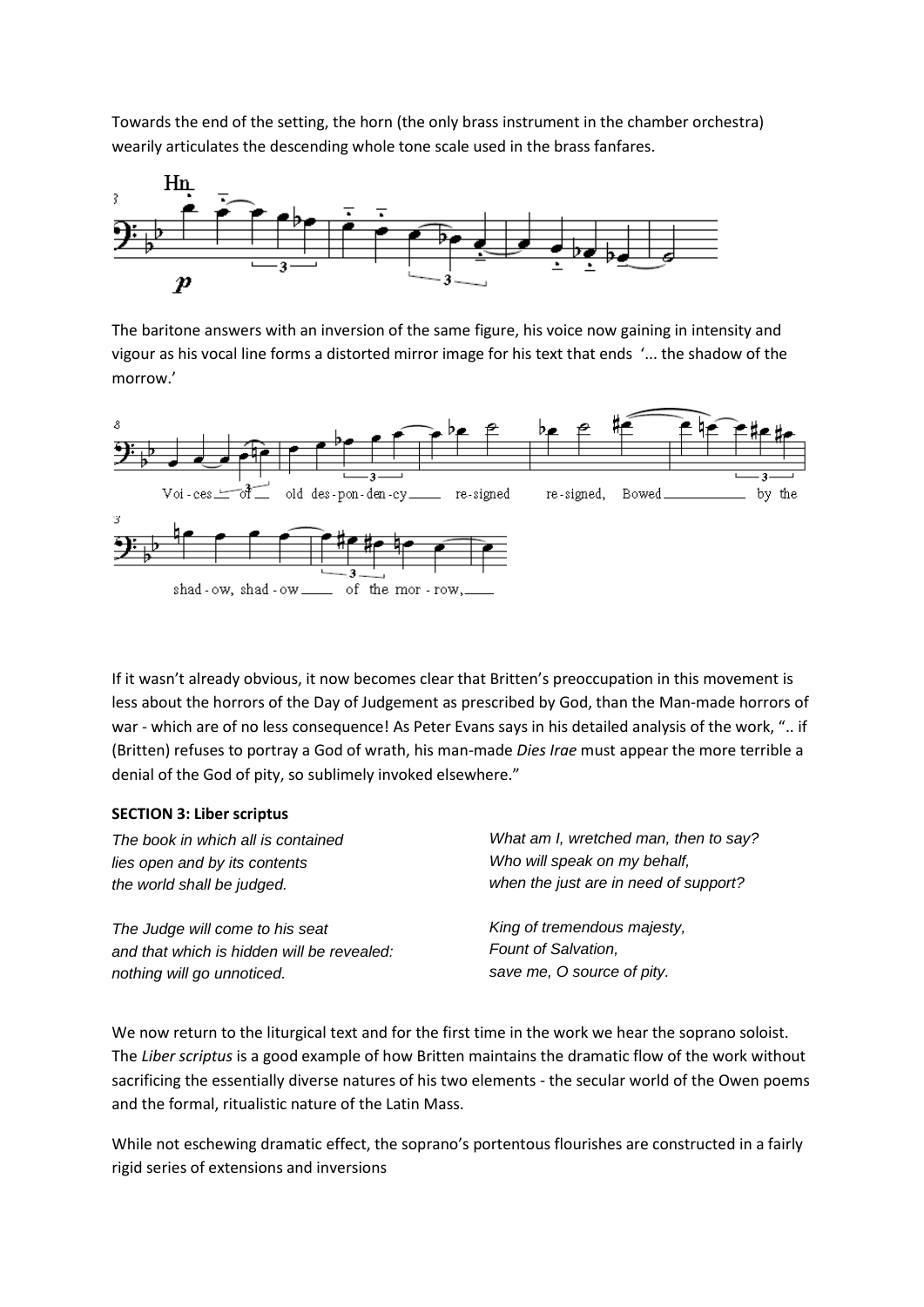Towards the end of the setting, the horn (the only brass instrument in the chamber orchestra) wearily articulates the descending whole tone scale used in the brass fanfares.

The baritone answers with an inversion of the same figure, his voice now gaining in intensity and vigour as his vocal line forms a distorted mirror image for his text that ends '... the shadow of the morrow.'

If it wasn't already obvious, it now becomes clear that Britten's preoccupation in this movement is less about the horrors of the Day of Judgement as prescribed by God, than the Man-made horrors of war - which are of no less consequence! As Peter Evans says in his detailed analysis of the work, ".. if (Britten) refuses to portray a God of wrath, his man-made *Dies Irae* must appear the more terrible a denial of the God of pity, so sublimely invoked elsewhere."

**SECTION 3: Liber scriptus**

*The book in which all is contained*
*lies open and by its contents*
*the world shall be judged.*

*The Judge will come to his seat*
*and that which is hidden will be revealed:*
*nothing will go unnoticed.*

*What am I, wretched man, then to say?*
*Who will speak on my behalf,*
*when the just are in need of support?*

*King of tremendous majesty,*
*Fount of Salvation,*
*save me, O source of pity.*

We now return to the liturgical text and for the first time in the work we hear the soprano soloist. The *Liber scriptus* is a good example of how Britten maintains the dramatic flow of the work without sacrificing the essentially diverse natures of his two elements - the secular world of the Owen poems and the formal, ritualistic nature of the Latin Mass.

While not eschewing dramatic effect, the soprano's portentous flourishes are constructed in a fairly rigid series of extensions and inversions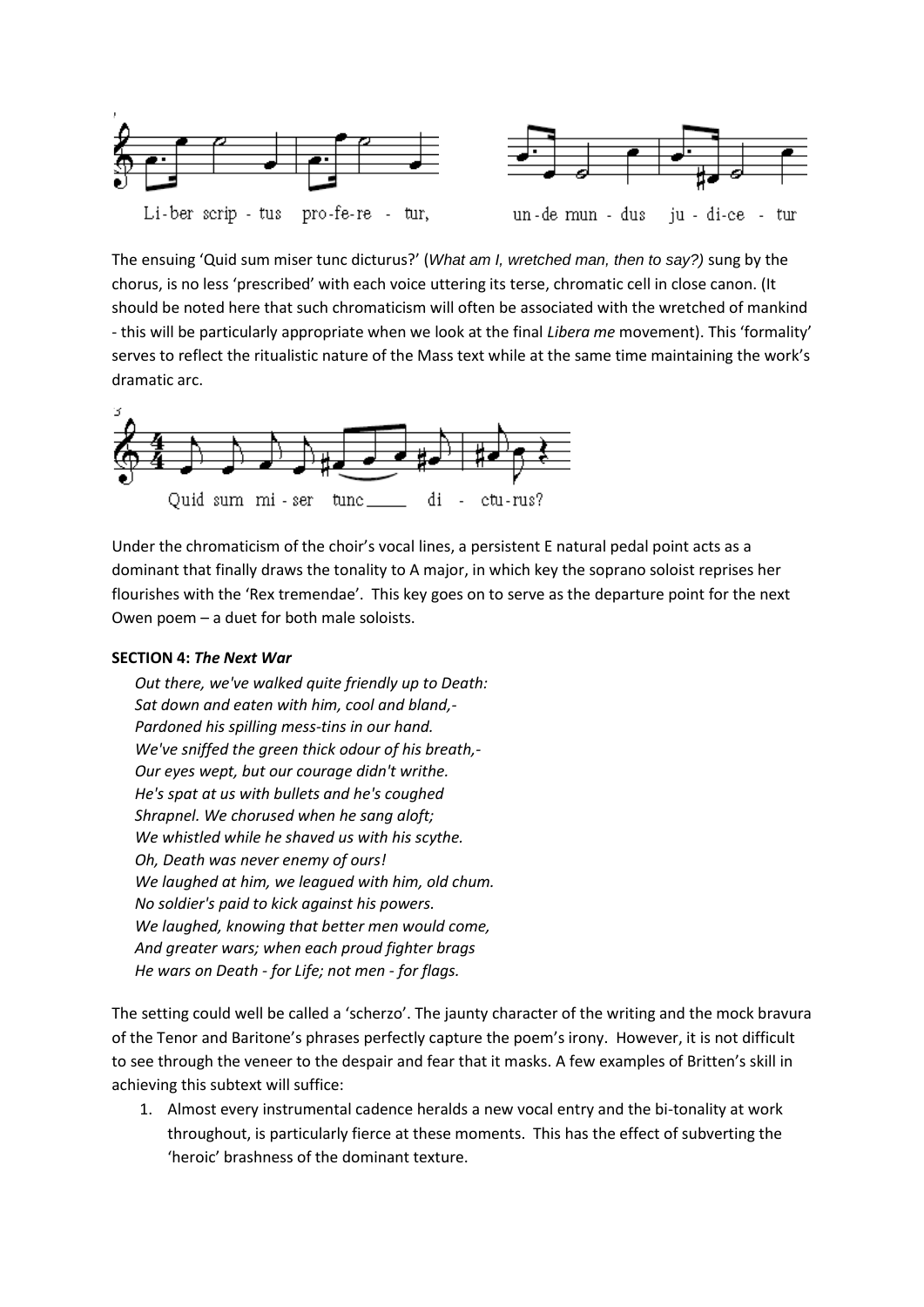Li-ber scrip - tus pro-fe-re - tur, un-de mun - dus ju - di-ce - tur

The ensuing 'Quid sum miser tunc dicturus?' (*What am I, wretched man, then to say?)* sung by the chorus, is no less 'prescribed' with each voice uttering its terse, chromatic cell in close canon. (It should be noted here that such chromaticism will often be associated with the wretched of mankind - this will be particularly appropriate when we look at the final *Libera me* movement). This 'formality' serves to reflect the ritualistic nature of the Mass text while at the same time maintaining the work's dramatic arc.

Quid sum mi - ser tunc\_\_\_\_ di - ctu-rus?

Under the chromaticism of the choir's vocal lines, a persistent E natural pedal point acts as a dominant that finally draws the tonality to A major, in which key the soprano soloist reprises her flourishes with the 'Rex tremendae'. This key goes on to serve as the departure point for the next Owen poem – a duet for both male soloists.

**SECTION 4: *The Next War***

*Out there, we've walked quite friendly up to Death:*
*Sat down and eaten with him, cool and bland,-*
*Pardoned his spilling mess-tins in our hand.*
*We've sniffed the green thick odour of his breath,-*
*Our eyes wept, but our courage didn't writhe.*
*He's spat at us with bullets and he's coughed*
*Shrapnel. We chorused when he sang aloft;*
*We whistled while he shaved us with his scythe.*
*Oh, Death was never enemy of ours!*
*We laughed at him, we leagued with him, old chum.*
*No soldier's paid to kick against his powers.*
*We laughed, knowing that better men would come,*
*And greater wars; when each proud fighter brags*
*He wars on Death - for Life; not men - for flags.*

The setting could well be called a 'scherzo'. The jaunty character of the writing and the mock bravura of the Tenor and Baritone's phrases perfectly capture the poem's irony. However, it is not difficult to see through the veneer to the despair and fear that it masks. A few examples of Britten's skill in achieving this subtext will suffice:

1. Almost every instrumental cadence heralds a new vocal entry and the bi-tonality at work throughout, is particularly fierce at these moments. This has the effect of subverting the 'heroic' brashness of the dominant texture.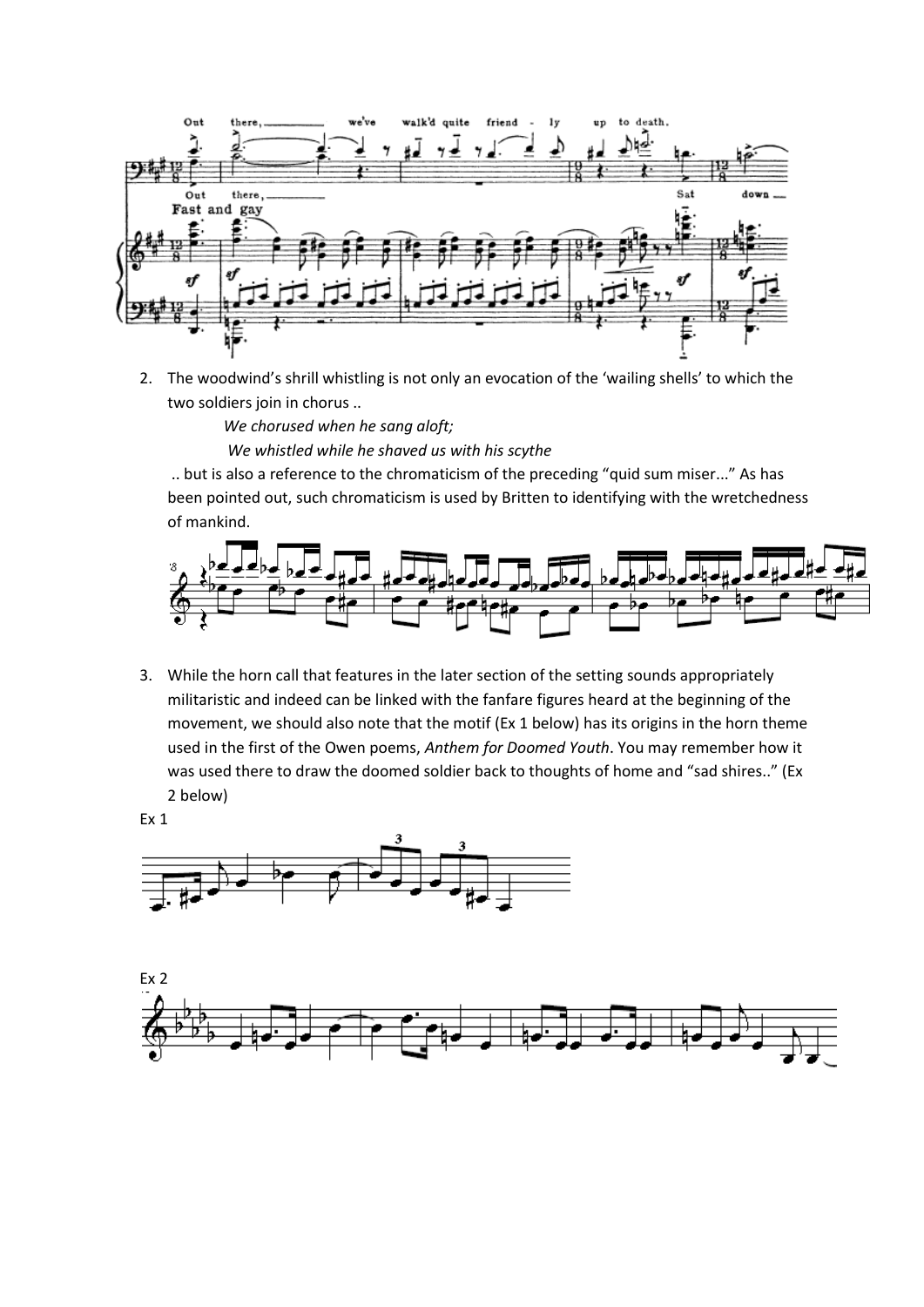2. The woodwind's shrill whistling is not only an evocation of the 'wailing shells' to which the two soldiers join in chorus ..

   *We chorused when he sang aloft;*

   *We whistled while he shaved us with his scythe*

   .. but is also a reference to the chromaticism of the preceding "quid sum miser..." As has been pointed out, such chromaticism is used by Britten to identifying with the wretchedness of mankind.

3. While the horn call that features in the later section of the setting sounds appropriately militaristic and indeed can be linked with the fanfare figures heard at the beginning of the movement, we should also note that the motif (Ex 1 below) has its origins in the horn theme used in the first of the Owen poems, *Anthem for Doomed Youth*. You may remember how it was used there to draw the doomed soldier back to thoughts of home and "sad shires.." (Ex 2 below)

Ex 1

Ex 2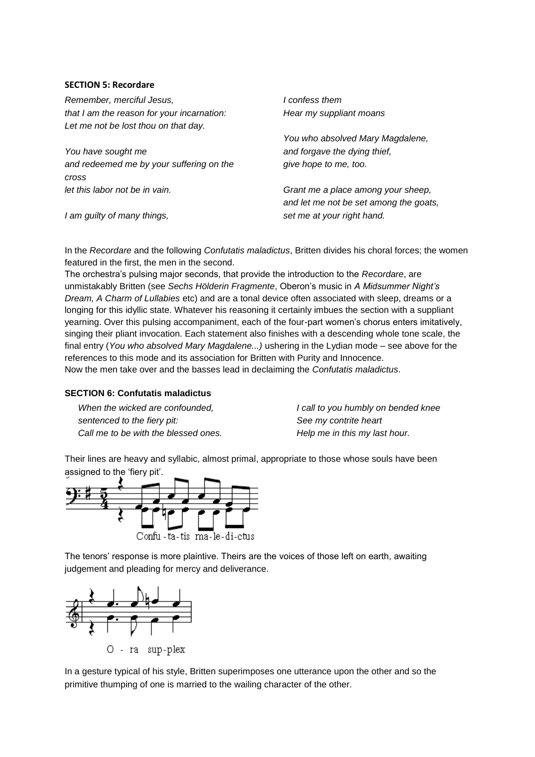**SECTION 5: Recordare**

*Remember, merciful Jesus,*
*that I am the reason for your incarnation:*
*Let me not be lost thou on that day.*

*You have sought me*
*and redeemed me by your suffering on the cross*
*let this labor not be in vain.*

*I am guilty of many things,*
*I confess them*
*Hear my suppliant moans*

*You who absolved Mary Magdalene,*
*and forgave the dying thief,*
*give hope to me, too.*

*Grant me a place among your sheep,*
*and let me not be set among the goats,*
*set me at your right hand.*

In the *Recordare* and the following *Confutatis maladictus*, Britten divides his choral forces; the women featured in the first, the men in the second.

The orchestra's pulsing major seconds, that provide the introduction to the *Recordare*, are unmistakably Britten (see *Sechs Hölderin Fragmente*, Oberon's music in *A Midsummer Night's Dream, A Charm of Lullabies* etc) and are a tonal device often associated with sleep, dreams or a longing for this idyllic state. Whatever his reasoning it certainly imbues the section with a suppliant yearning. Over this pulsing accompaniment, each of the four-part women's chorus enters imitatively, singing their pliant invocation. Each statement also finishes with a descending whole tone scale, the final entry (*You who absolved Mary Magdalene...)* ushering in the Lydian mode – see above for the references to this mode and its association for Britten with Purity and Innocence.

Now the men take over and the basses lead in declaiming the *Confutatis maladictus*.

**SECTION 6: Confutatis maladictus**

*When the wicked are confounded,*
*sentenced to the fiery pit:*
*Call me to be with the blessed ones.*

*I call to you humbly on bended knee*
*See my contrite heart*
*Help me in this my last hour.*

Their lines are heavy and syllabic, almost primal, appropriate to those whose souls have been assigned to the 'fiery pit'.

Confu - ta-tis ma-le-di-ctus

The tenors' response is more plaintive. Theirs are the voices of those left on earth, awaiting judgement and pleading for mercy and deliverance.

O - ra sup-plex

In a gesture typical of his style, Britten superimposes one utterance upon the other and so the primitive thumping of one is married to the wailing character of the other.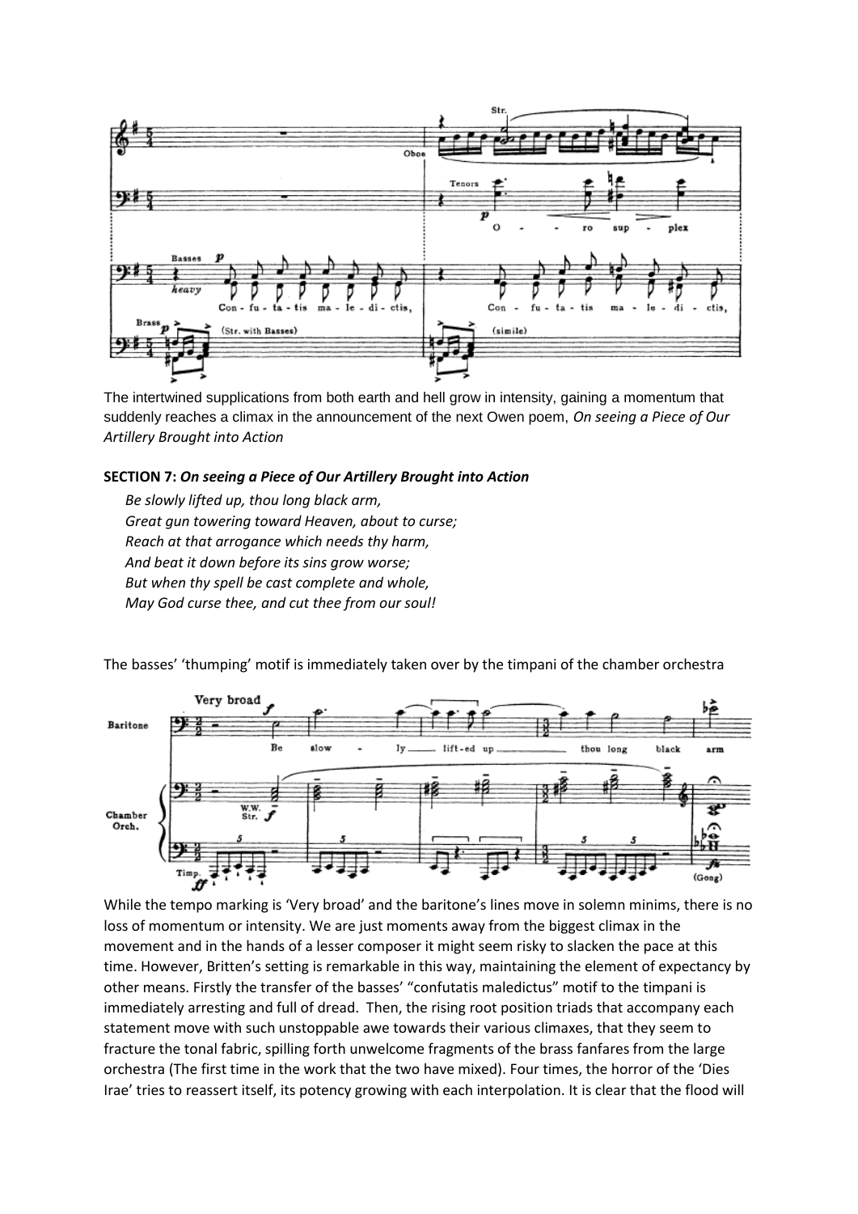The intertwined supplications from both earth and hell grow in intensity, gaining a momentum that suddenly reaches a climax in the announcement of the next Owen poem, *On seeing a Piece of Our Artillery Brought into Action*

**SECTION 7: *On seeing a Piece of Our Artillery Brought into Action***

*Be slowly lifted up, thou long black arm,*
*Great gun towering toward Heaven, about to curse;*
*Reach at that arrogance which needs thy harm,*
*And beat it down before its sins grow worse;*
*But when thy spell be cast complete and whole,*
*May God curse thee, and cut thee from our soul!*

The basses' 'thumping' motif is immediately taken over by the timpani of the chamber orchestra

While the tempo marking is 'Very broad' and the baritone's lines move in solemn minims, there is no loss of momentum or intensity. We are just moments away from the biggest climax in the movement and in the hands of a lesser composer it might seem risky to slacken the pace at this time. However, Britten's setting is remarkable in this way, maintaining the element of expectancy by other means. Firstly the transfer of the basses' "confutatis maledictus" motif to the timpani is immediately arresting and full of dread. Then, the rising root position triads that accompany each statement move with such unstoppable awe towards their various climaxes, that they seem to fracture the tonal fabric, spilling forth unwelcome fragments of the brass fanfares from the large orchestra (The first time in the work that the two have mixed). Four times, the horror of the 'Dies Irae' tries to reassert itself, its potency growing with each interpolation. It is clear that the flood will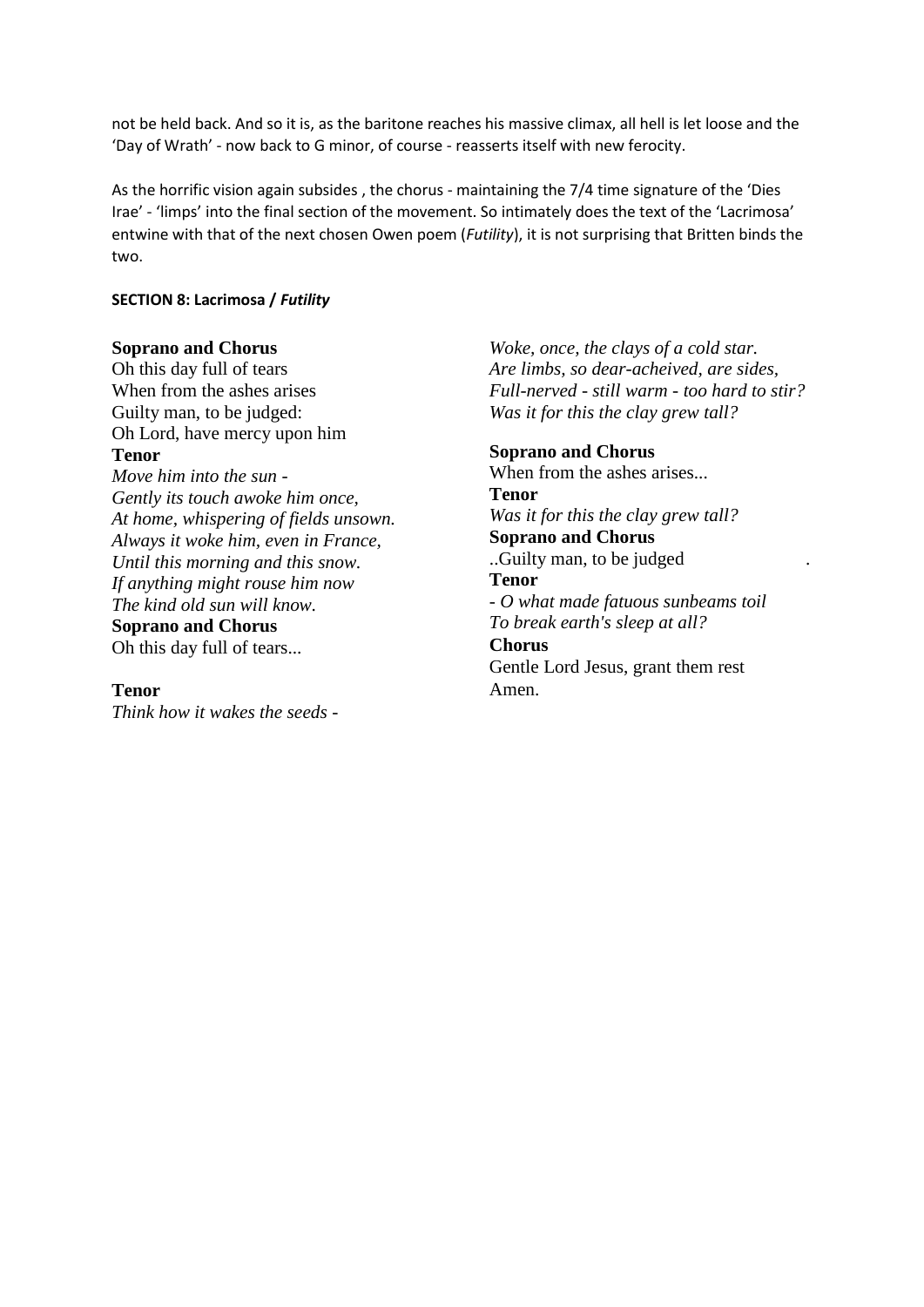not be held back. And so it is, as the baritone reaches his massive climax, all hell is let loose and the 'Day of Wrath' - now back to G minor, of course - reasserts itself with new ferocity.

As the horrific vision again subsides , the chorus - maintaining the 7/4 time signature of the 'Dies Irae' - 'limps' into the final section of the movement. So intimately does the text of the 'Lacrimosa' entwine with that of the next chosen Owen poem (*Futility*), it is not surprising that Britten binds the two.

**SECTION 8: Lacrimosa / *Futility***

**Soprano and Chorus**
Oh this day full of tears
When from the ashes arises
Guilty man, to be judged:
Oh Lord, have mercy upon him
**Tenor**
*Move him into the sun -*
*Gently its touch awoke him once,*
*At home, whispering of fields unsown.*
*Always it woke him, even in France,*
*Until this morning and this snow.*
*If anything might rouse him now*
*The kind old sun will know.*
**Soprano and Chorus**
Oh this day full of tears...

**Tenor**
*Think how it wakes the seeds -*
*Woke, once, the clays of a cold star.*
*Are limbs, so dear-acheived, are sides,*
*Full-nerved - still warm - too hard to stir?*
*Was it for this the clay grew tall?*

**Soprano and Chorus**
When from the ashes arises...
**Tenor**
*Was it for this the clay grew tall?*
**Soprano and Chorus**
..Guilty man, to be judged .
**Tenor**
- *O what made fatuous sunbeams toil*
*To break earth's sleep at all?*
**Chorus**
Gentle Lord Jesus, grant them rest
Amen.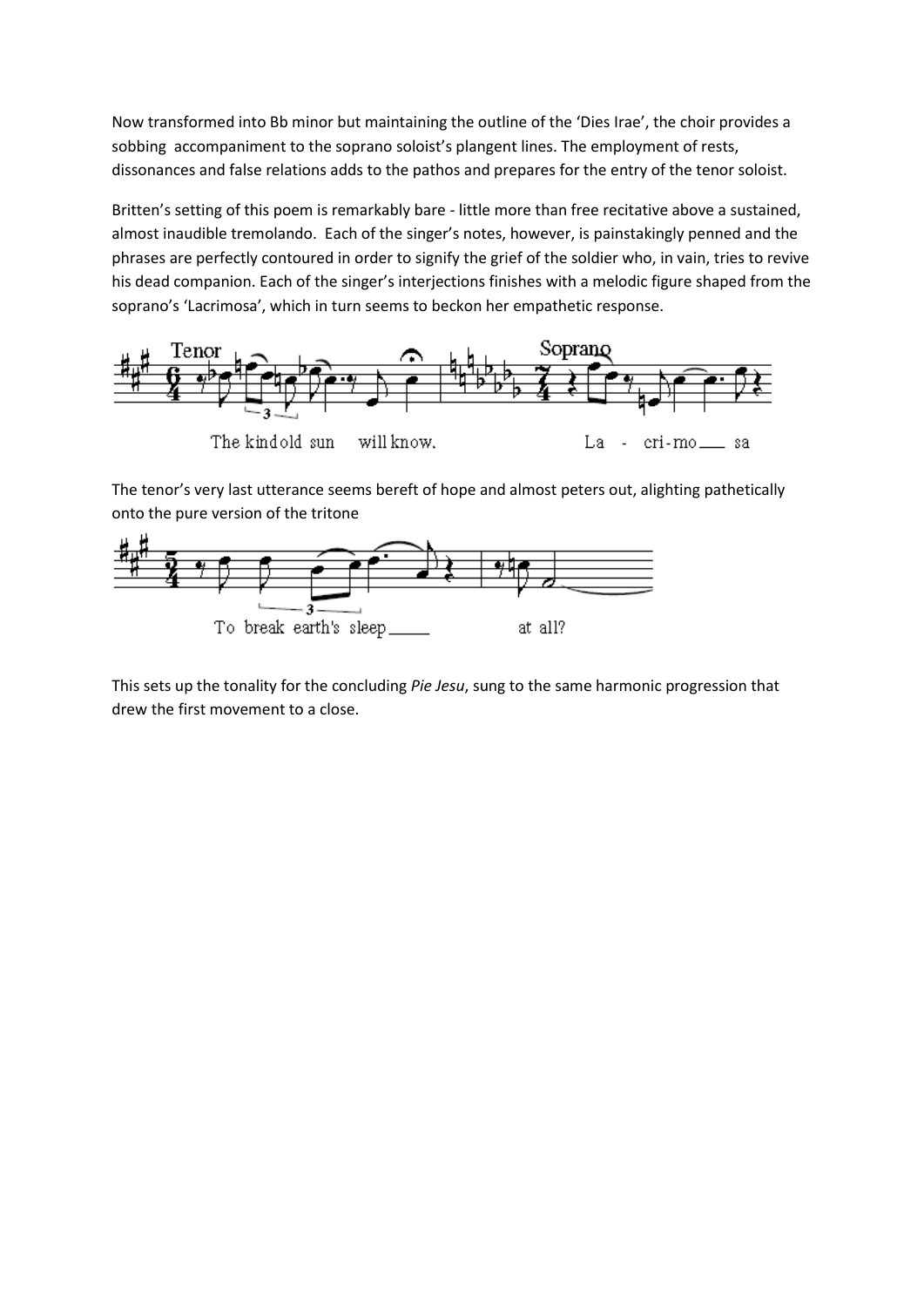Now transformed into Bb minor but maintaining the outline of the 'Dies Irae', the choir provides a sobbing accompaniment to the soprano soloist's plangent lines. The employment of rests, dissonances and false relations adds to the pathos and prepares for the entry of the tenor soloist.

Britten's setting of this poem is remarkably bare - little more than free recitative above a sustained, almost inaudible tremolando. Each of the singer's notes, however, is painstakingly penned and the phrases are perfectly contoured in order to signify the grief of the soldier who, in vain, tries to revive his dead companion. Each of the singer's interjections finishes with a melodic figure shaped from the soprano's 'Lacrimosa', which in turn seems to beckon her empathetic response.

Tenor

The kind old sun will know.

Soprano

La - cri-mo___ sa

The tenor's very last utterance seems bereft of hope and almost peters out, alighting pathetically onto the pure version of the tritone

To break earth's sleep_____ at all?

This sets up the tonality for the concluding *Pie Jesu*, sung to the same harmonic progression that drew the first movement to a close.